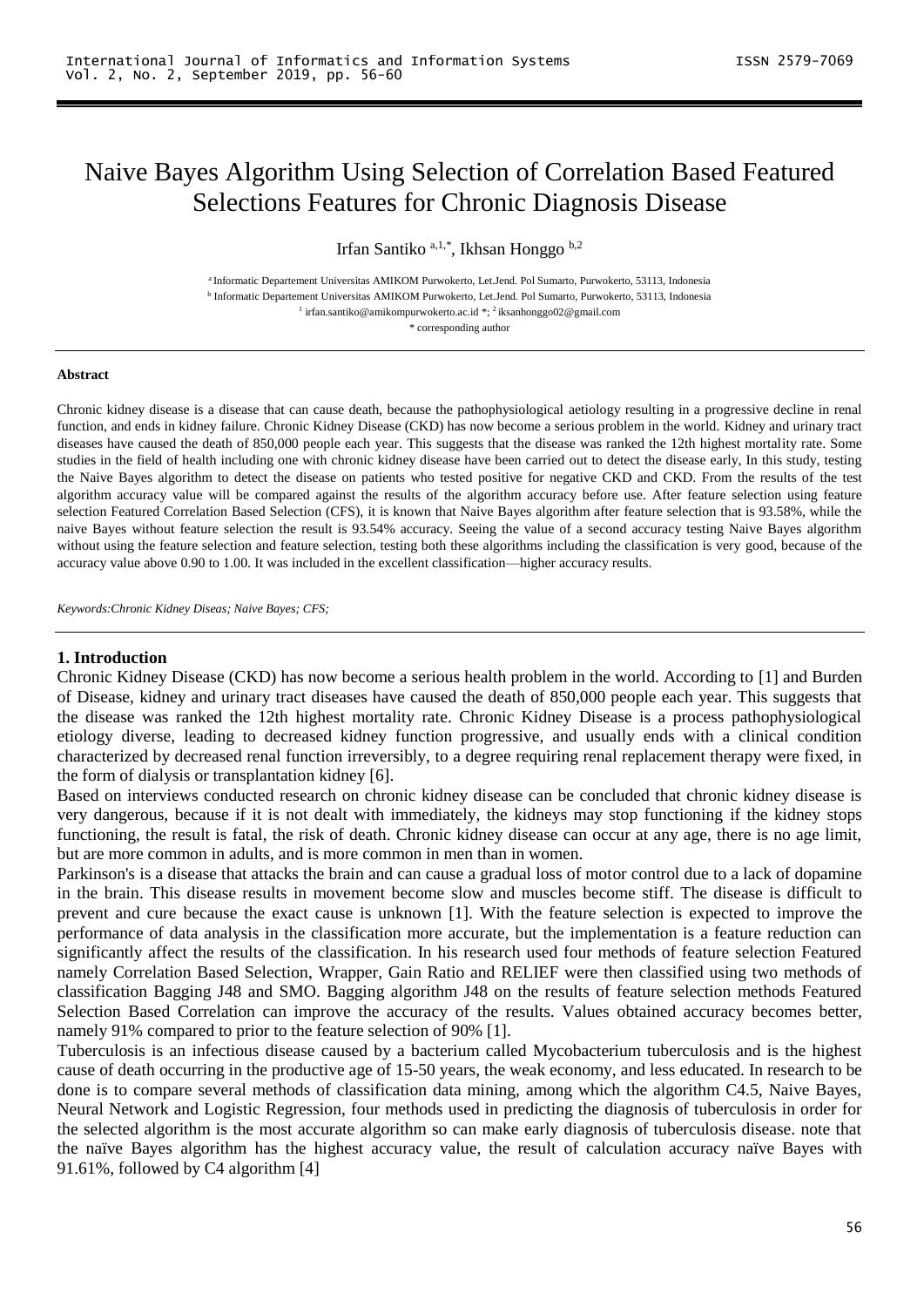# Naive Bayes Algorithm Using Selection of Correlation Based Featured Selections Features for Chronic Diagnosis Disease

Irfan Santiko [a,1,*], Ikhsan Honggo [b,2]

[a] Informatic Departement Universitas AMIKOM Purwokerto, Let.Jend. Pol Sumarto, Purwokerto, 53113, Indonesia
[b] Informatic Departement Universitas AMIKOM Purwokerto, Let.Jend. Pol Sumarto, Purwokerto, 53113, Indonesia
[1] irfan.santiko@amikompurwokerto.ac.id *; [2] iksanhonggo02@gmail.com
* corresponding author

**Abstract**

Chronic kidney disease is a disease that can cause death, because the pathophysiological aetiology resulting in a progressive decline in renal function, and ends in kidney failure. Chronic Kidney Disease (CKD) has now become a serious problem in the world. Kidney and urinary tract diseases have caused the death of 850,000 people each year. This suggests that the disease was ranked the 12th highest mortality rate. Some studies in the field of health including one with chronic kidney disease have been carried out to detect the disease early, In this study, testing the Naive Bayes algorithm to detect the disease on patients who tested positive for negative CKD and CKD. From the results of the test algorithm accuracy value will be compared against the results of the algorithm accuracy before use. After feature selection using feature selection Featured Correlation Based Selection (CFS), it is known that Naive Bayes algorithm after feature selection that is 93.58%, while the naive Bayes without feature selection the result is 93.54% accuracy. Seeing the value of a second accuracy testing Naive Bayes algorithm without using the feature selection and feature selection, testing both these algorithms including the classification is very good, because of the accuracy value above 0.90 to 1.00. It was included in the excellent classification—higher accuracy results.

*Keywords:Chronic Kidney Diseas; Naive Bayes; CFS;*

## 1. Introduction

Chronic Kidney Disease (CKD) has now become a serious health problem in the world. According to [1] and Burden of Disease, kidney and urinary tract diseases have caused the death of 850,000 people each year. This suggests that the disease was ranked the 12th highest mortality rate. Chronic Kidney Disease is a process pathophysiological etiology diverse, leading to decreased kidney function progressive, and usually ends with a clinical condition characterized by decreased renal function irreversibly, to a degree requiring renal replacement therapy were fixed, in the form of dialysis or transplantation kidney [6].

Based on interviews conducted research on chronic kidney disease can be concluded that chronic kidney disease is very dangerous, because if it is not dealt with immediately, the kidneys may stop functioning if the kidney stops functioning, the result is fatal, the risk of death. Chronic kidney disease can occur at any age, there is no age limit, but are more common in adults, and is more common in men than in women.

Parkinson's is a disease that attacks the brain and can cause a gradual loss of motor control due to a lack of dopamine in the brain. This disease results in movement become slow and muscles become stiff. The disease is difficult to prevent and cure because the exact cause is unknown [1]. With the feature selection is expected to improve the performance of data analysis in the classification more accurate, but the implementation is a feature reduction can significantly affect the results of the classification. In his research used four methods of feature selection Featured namely Correlation Based Selection, Wrapper, Gain Ratio and RELIEF were then classified using two methods of classification Bagging J48 and SMO. Bagging algorithm J48 on the results of feature selection methods Featured Selection Based Correlation can improve the accuracy of the results. Values obtained accuracy becomes better, namely 91% compared to prior to the feature selection of 90% [1].

Tuberculosis is an infectious disease caused by a bacterium called Mycobacterium tuberculosis and is the highest cause of death occurring in the productive age of 15-50 years, the weak economy, and less educated. In research to be done is to compare several methods of classification data mining, among which the algorithm C4.5, Naive Bayes, Neural Network and Logistic Regression, four methods used in predicting the diagnosis of tuberculosis in order for the selected algorithm is the most accurate algorithm so can make early diagnosis of tuberculosis disease. note that the naïve Bayes algorithm has the highest accuracy value, the result of calculation accuracy naïve Bayes with 91.61%, followed by C4 algorithm [4]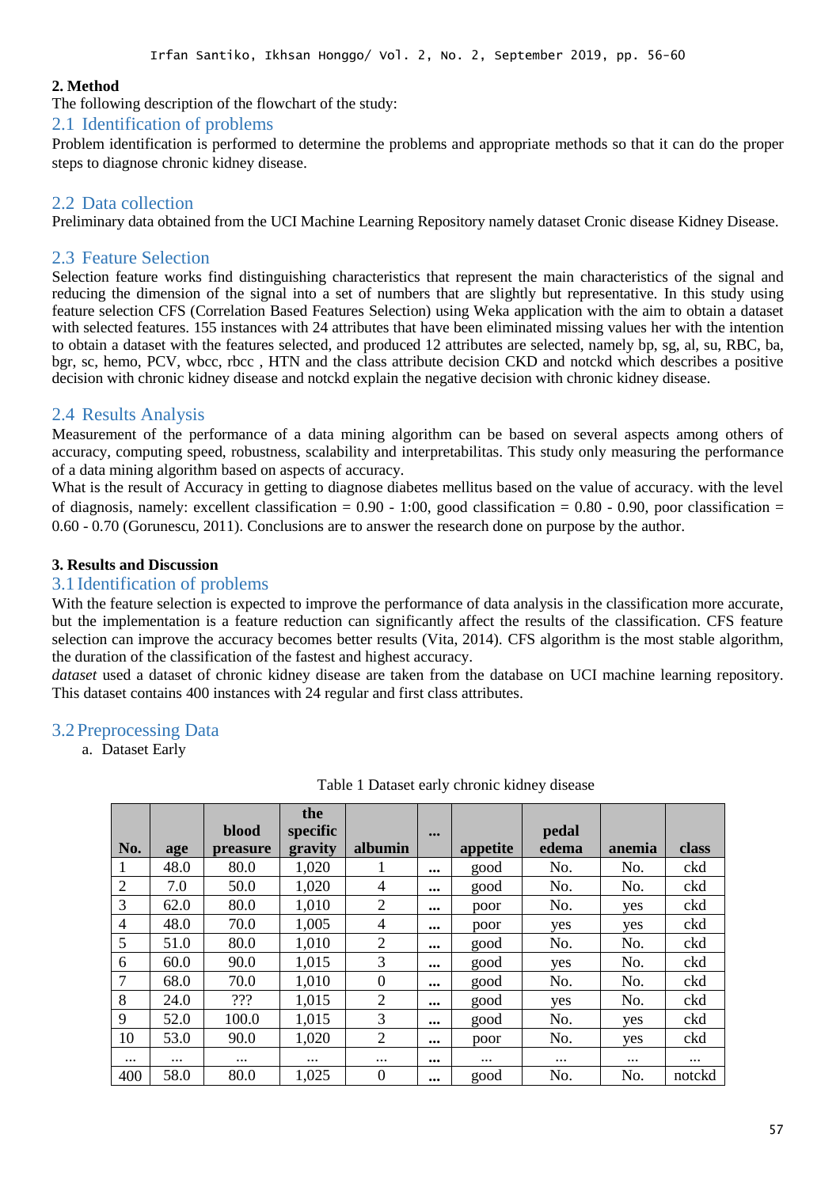## 2. Method

The following description of the flowchart of the study:

### 2.1 Identification of problems

Problem identification is performed to determine the problems and appropriate methods so that it can do the proper steps to diagnose chronic kidney disease.

### 2.2 Data collection

Preliminary data obtained from the UCI Machine Learning Repository namely dataset Cronic disease Kidney Disease.

### 2.3 Feature Selection

Selection feature works find distinguishing characteristics that represent the main characteristics of the signal and reducing the dimension of the signal into a set of numbers that are slightly but representative. In this study using feature selection CFS (Correlation Based Features Selection) using Weka application with the aim to obtain a dataset with selected features. 155 instances with 24 attributes that have been eliminated missing values her with the intention to obtain a dataset with the features selected, and produced 12 attributes are selected, namely bp, sg, al, su, RBC, ba, bgr, sc, hemo, PCV, wbcc, rbcc , HTN and the class attribute decision CKD and notckd which describes a positive decision with chronic kidney disease and notckd explain the negative decision with chronic kidney disease.

### 2.4 Results Analysis

Measurement of the performance of a data mining algorithm can be based on several aspects among others of accuracy, computing speed, robustness, scalability and interpretabilitas. This study only measuring the performance of a data mining algorithm based on aspects of accuracy.

What is the result of Accuracy in getting to diagnose diabetes mellitus based on the value of accuracy. with the level of diagnosis, namely: excellent classification = 0.90 - 1:00, good classification = 0.80 - 0.90, poor classification = 0.60 - 0.70 (Gorunescu, 2011). Conclusions are to answer the research done on purpose by the author.

## 3. Results and Discussion

### 3.1 Identification of problems

With the feature selection is expected to improve the performance of data analysis in the classification more accurate, but the implementation is a feature reduction can significantly affect the results of the classification. CFS feature selection can improve the accuracy becomes better results (Vita, 2014). CFS algorithm is the most stable algorithm, the duration of the classification of the fastest and highest accuracy.

*dataset* used a dataset of chronic kidney disease are taken from the database on UCI machine learning repository. This dataset contains 400 instances with 24 regular and first class attributes.

### 3.2 Preprocessing Data

a. Dataset Early

Table 1 Dataset early chronic kidney disease

| No. | age | blood preasure | the specific gravity | albumin | ... | appetite | pedal edema | anemia | class |
|---|---|---|---|---|---|---|---|---|---|
| 1 | 48.0 | 80.0 | 1,020 | 1 | ... | good | No. | No. | ckd |
| 2 | 7.0 | 50.0 | 1,020 | 4 | ... | good | No. | No. | ckd |
| 3 | 62.0 | 80.0 | 1,010 | 2 | ... | poor | No. | yes | ckd |
| 4 | 48.0 | 70.0 | 1,005 | 4 | ... | poor | yes | yes | ckd |
| 5 | 51.0 | 80.0 | 1,010 | 2 | ... | good | No. | No. | ckd |
| 6 | 60.0 | 90.0 | 1,015 | 3 | ... | good | yes | No. | ckd |
| 7 | 68.0 | 70.0 | 1,010 | 0 | ... | good | No. | No. | ckd |
| 8 | 24.0 | ??? | 1,015 | 2 | ... | good | yes | No. | ckd |
| 9 | 52.0 | 100.0 | 1,015 | 3 | ... | good | No. | yes | ckd |
| 10 | 53.0 | 90.0 | 1,020 | 2 | ... | poor | No. | yes | ckd |
| ... | ... | ... | ... | ... | ... | ... | ... | ... | ... |
| 400 | 58.0 | 80.0 | 1,025 | 0 | ... | good | No. | No. | notckd |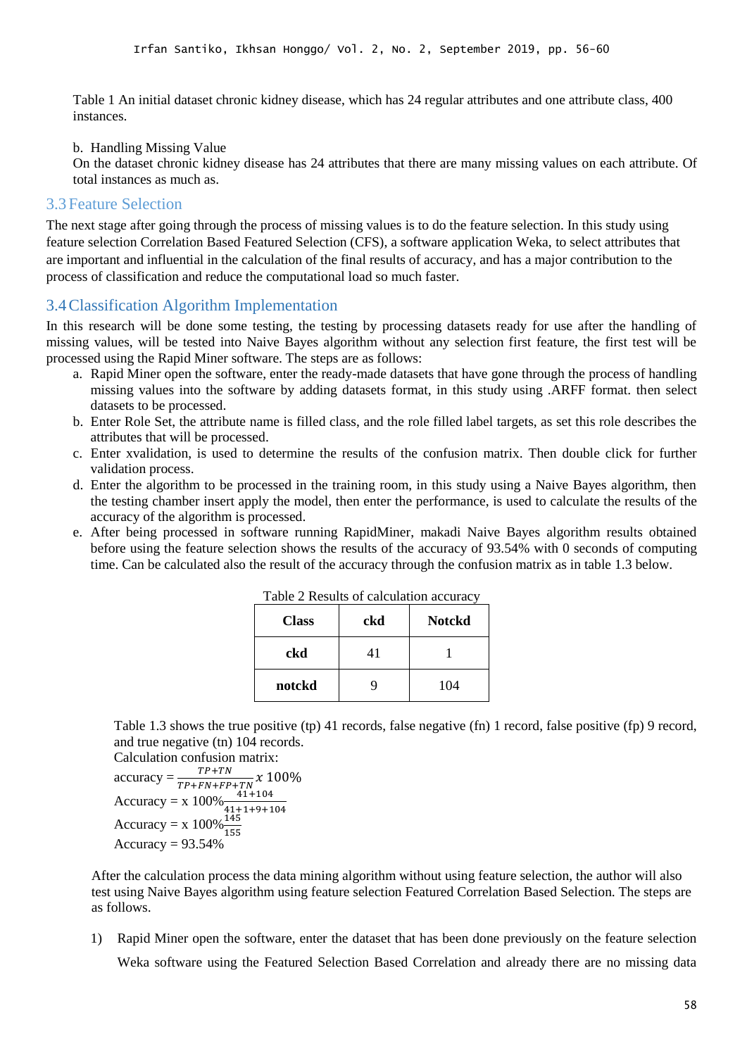Table 1 An initial dataset chronic kidney disease, which has 24 regular attributes and one attribute class, 400 instances.

b. Handling Missing Value

On the dataset chronic kidney disease has 24 attributes that there are many missing values on each attribute. Of total instances as much as.

## 3.3 Feature Selection

The next stage after going through the process of missing values is to do the feature selection. In this study using feature selection Correlation Based Featured Selection (CFS), a software application Weka, to select attributes that are important and influential in the calculation of the final results of accuracy, and has a major contribution to the process of classification and reduce the computational load so much faster.

## 3.4 Classification Algorithm Implementation

In this research will be done some testing, the testing by processing datasets ready for use after the handling of missing values, will be tested into Naive Bayes algorithm without any selection first feature, the first test will be processed using the Rapid Miner software. The steps are as follows:

a. Rapid Miner open the software, enter the ready-made datasets that have gone through the process of handling missing values into the software by adding datasets format, in this study using .ARFF format. then select datasets to be processed.
b. Enter Role Set, the attribute name is filled class, and the role filled label targets, as set this role describes the attributes that will be processed.
c. Enter xvalidation, is used to determine the results of the confusion matrix. Then double click for further validation process.
d. Enter the algorithm to be processed in the training room, in this study using a Naive Bayes algorithm, then the testing chamber insert apply the model, then enter the performance, is used to calculate the results of the accuracy of the algorithm is processed.
e. After being processed in software running RapidMiner, makadi Naive Bayes algorithm results obtained before using the feature selection shows the results of the accuracy of 93.54% with 0 seconds of computing time. Can be calculated also the result of the accuracy through the confusion matrix as in table 1.3 below.

Table 2 Results of calculation accuracy

| Class | ckd | Notckd |
|---|---|---|
| ckd | 41 | 1 |
| notckd | 9 | 104 |

Table 1.3 shows the true positive (tp) 41 records, false negative (fn) 1 record, false positive (fp) 9 record, and true negative (tn) 104 records.

Calculation confusion matrix:

accuracy = $\frac{TP+TN}{TP+FN+FP+TN}\ x\ 100\%$

Accuracy = x 100%$\frac{41+104}{41+1+9+104}$

Accuracy = x 100%$\frac{145}{155}$

Accuracy = 93.54%

After the calculation process the data mining algorithm without using feature selection, the author will also test using Naive Bayes algorithm using feature selection Featured Correlation Based Selection. The steps are as follows.

1) Rapid Miner open the software, enter the dataset that has been done previously on the feature selection Weka software using the Featured Selection Based Correlation and already there are no missing data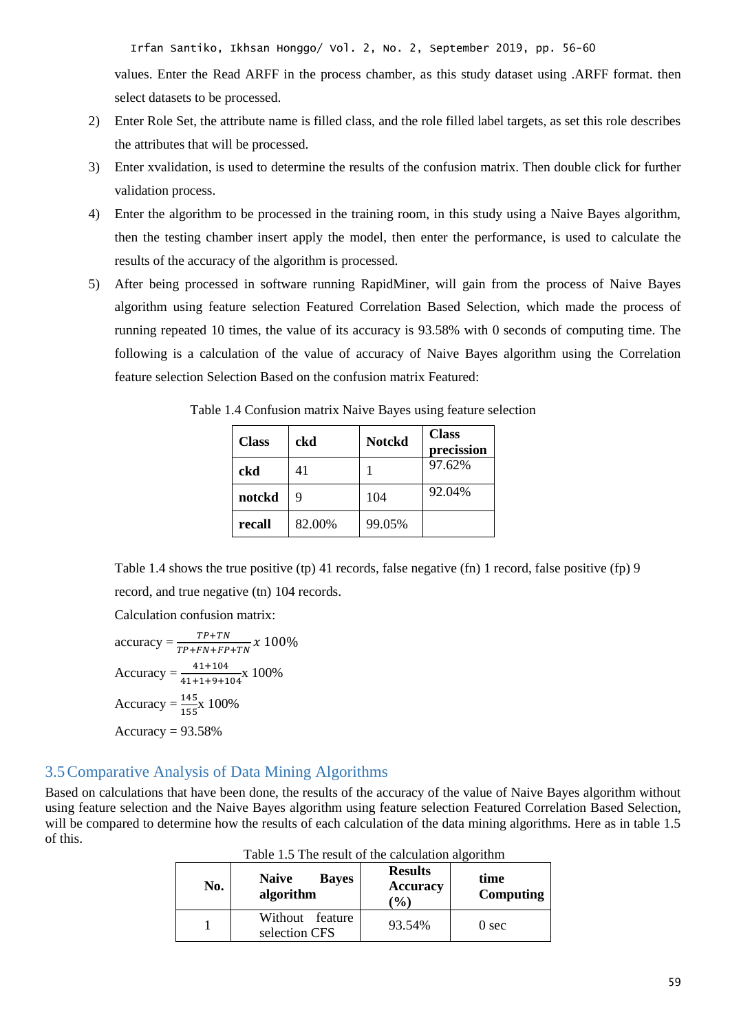values. Enter the Read ARFF in the process chamber, as this study dataset using .ARFF format. then select datasets to be processed.

2) Enter Role Set, the attribute name is filled class, and the role filled label targets, as set this role describes the attributes that will be processed.
3) Enter xvalidation, is used to determine the results of the confusion matrix. Then double click for further validation process.
4) Enter the algorithm to be processed in the training room, in this study using a Naive Bayes algorithm, then the testing chamber insert apply the model, then enter the performance, is used to calculate the results of the accuracy of the algorithm is processed.
5) After being processed in software running RapidMiner, will gain from the process of Naive Bayes algorithm using feature selection Featured Correlation Based Selection, which made the process of running repeated 10 times, the value of its accuracy is 93.58% with 0 seconds of computing time. The following is a calculation of the value of accuracy of Naive Bayes algorithm using the Correlation feature selection Selection Based on the confusion matrix Featured:

Table 1.4 Confusion matrix Naive Bayes using feature selection

| Class | ckd | Notckd | Class precission |
|---|---|---|---|
| ckd | 41 | 1 | 97.62% |
| notckd | 9 | 104 | 92.04% |
| recall | 82.00% | 99.05% | |

Table 1.4 shows the true positive (tp) 41 records, false negative (fn) 1 record, false positive (fp) 9 record, and true negative (tn) 104 records.

Calculation confusion matrix:

$$\text{accuracy} = \frac{TP+TN}{TP+FN+FP+TN} x \ 100\%$$

$$\text{Accuracy} = \frac{41+104}{41+1+9+104} \text{x } 100\%$$

$$\text{Accuracy} = \frac{145}{155} \text{x } 100\%$$

$$\text{Accuracy} = 93.58\%$$

## 3.5 Comparative Analysis of Data Mining Algorithms

Based on calculations that have been done, the results of the accuracy of the value of Naive Bayes algorithm without using feature selection and the Naive Bayes algorithm using feature selection Featured Correlation Based Selection, will be compared to determine how the results of each calculation of the data mining algorithms. Here as in table 1.5 of this.

Table 1.5 The result of the calculation algorithm

| No. | Naive Bayes algorithm | Results Accuracy (%) | time Computing |
|---|---|---|---|
| 1 | Without feature selection CFS | 93.54% | 0 sec |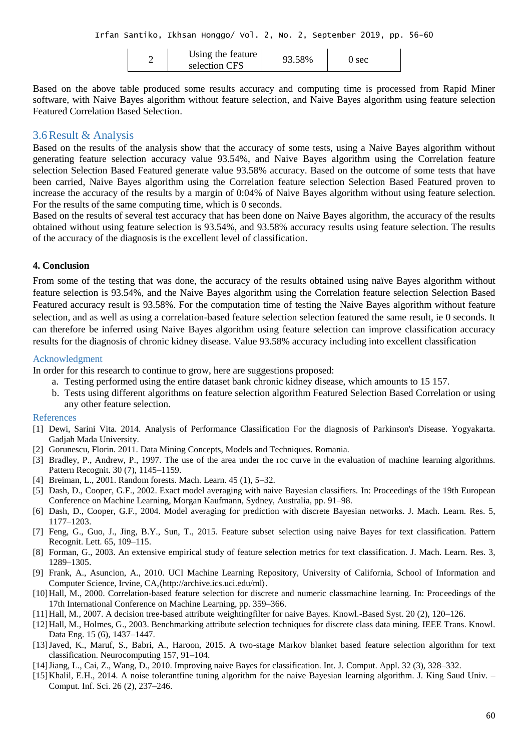| | | | |
|---|---|---|---|
| 2 | Using the feature selection CFS | 93.58% | 0 sec |

Based on the above table produced some results accuracy and computing time is processed from Rapid Miner software, with Naive Bayes algorithm without feature selection, and Naive Bayes algorithm using feature selection Featured Correlation Based Selection.

## 3.6 Result & Analysis

Based on the results of the analysis show that the accuracy of some tests, using a Naive Bayes algorithm without generating feature selection accuracy value 93.54%, and Naive Bayes algorithm using the Correlation feature selection Selection Based Featured generate value 93.58% accuracy. Based on the outcome of some tests that have been carried, Naive Bayes algorithm using the Correlation feature selection Selection Based Featured proven to increase the accuracy of the results by a margin of 0:04% of Naive Bayes algorithm without using feature selection. For the results of the same computing time, which is 0 seconds.

Based on the results of several test accuracy that has been done on Naive Bayes algorithm, the accuracy of the results obtained without using feature selection is 93.54%, and 93.58% accuracy results using feature selection. The results of the accuracy of the diagnosis is the excellent level of classification.

## 4. Conclusion

From some of the testing that was done, the accuracy of the results obtained using naïve Bayes algorithm without feature selection is 93.54%, and the Naive Bayes algorithm using the Correlation feature selection Selection Based Featured accuracy result is 93.58%. For the computation time of testing the Naive Bayes algorithm without feature selection, and as well as using a correlation-based feature selection selection featured the same result, ie 0 seconds. It can therefore be inferred using Naive Bayes algorithm using feature selection can improve classification accuracy results for the diagnosis of chronic kidney disease. Value 93.58% accuracy including into excellent classification

## Acknowledgment

In order for this research to continue to grow, here are suggestions proposed:

a. Testing performed using the entire dataset bank chronic kidney disease, which amounts to 15 157.
b. Tests using different algorithms on feature selection algorithm Featured Selection Based Correlation or using any other feature selection.

## References

[1] Dewi, Sarini Vita. 2014. Analysis of Performance Classification For the diagnosis of Parkinson's Disease. Yogyakarta. Gadjah Mada University.

[2] Gorunescu, Florin. 2011. Data Mining Concepts, Models and Techniques. Romania.

[3] Bradley, P., Andrew, P., 1997. The use of the area under the roc curve in the evaluation of machine learning algorithms. Pattern Recognit. 30 (7), 1145–1159.

[4] Breiman, L., 2001. Random forests. Mach. Learn. 45 (1), 5–32.

[5] Dash, D., Cooper, G.F., 2002. Exact model averaging with naive Bayesian classifiers. In: Proceedings of the 19th European Conference on Machine Learning, Morgan Kaufmann, Sydney, Australia, pp. 91–98.

[6] Dash, D., Cooper, G.F., 2004. Model averaging for prediction with discrete Bayesian networks. J. Mach. Learn. Res. 5, 1177–1203.

[7] Feng, G., Guo, J., Jing, B.Y., Sun, T., 2015. Feature subset selection using naive Bayes for text classification. Pattern Recognit. Lett. 65, 109–115.

[8] Forman, G., 2003. An extensive empirical study of feature selection metrics for text classification. J. Mach. Learn. Res. 3, 1289–1305.

[9] Frank, A., Asuncion, A., 2010. UCI Machine Learning Repository, University of California, School of Information and Computer Science, Irvine, CA,⟨http://archive.ics.uci.edu/ml⟩.

[10] Hall, M., 2000. Correlation-based feature selection for discrete and numeric classmachine learning. In: Proceedings of the 17th International Conference on Machine Learning, pp. 359–366.

[11] Hall, M., 2007. A decision tree-based attribute weightingfilter for naive Bayes. Knowl.-Based Syst. 20 (2), 120–126.

[12] Hall, M., Holmes, G., 2003. Benchmarking attribute selection techniques for discrete class data mining. IEEE Trans. Knowl. Data Eng. 15 (6), 1437–1447.

[13] Javed, K., Maruf, S., Babri, A., Haroon, 2015. A two-stage Markov blanket based feature selection algorithm for text classification. Neurocomputing 157, 91–104.

[14] Jiang, L., Cai, Z., Wang, D., 2010. Improving naive Bayes for classification. Int. J. Comput. Appl. 32 (3), 328–332.

[15] Khalil, E.H., 2014. A noise tolerantfine tuning algorithm for the naive Bayesian learning algorithm. J. King Saud Univ. – Comput. Inf. Sci. 26 (2), 237–246.